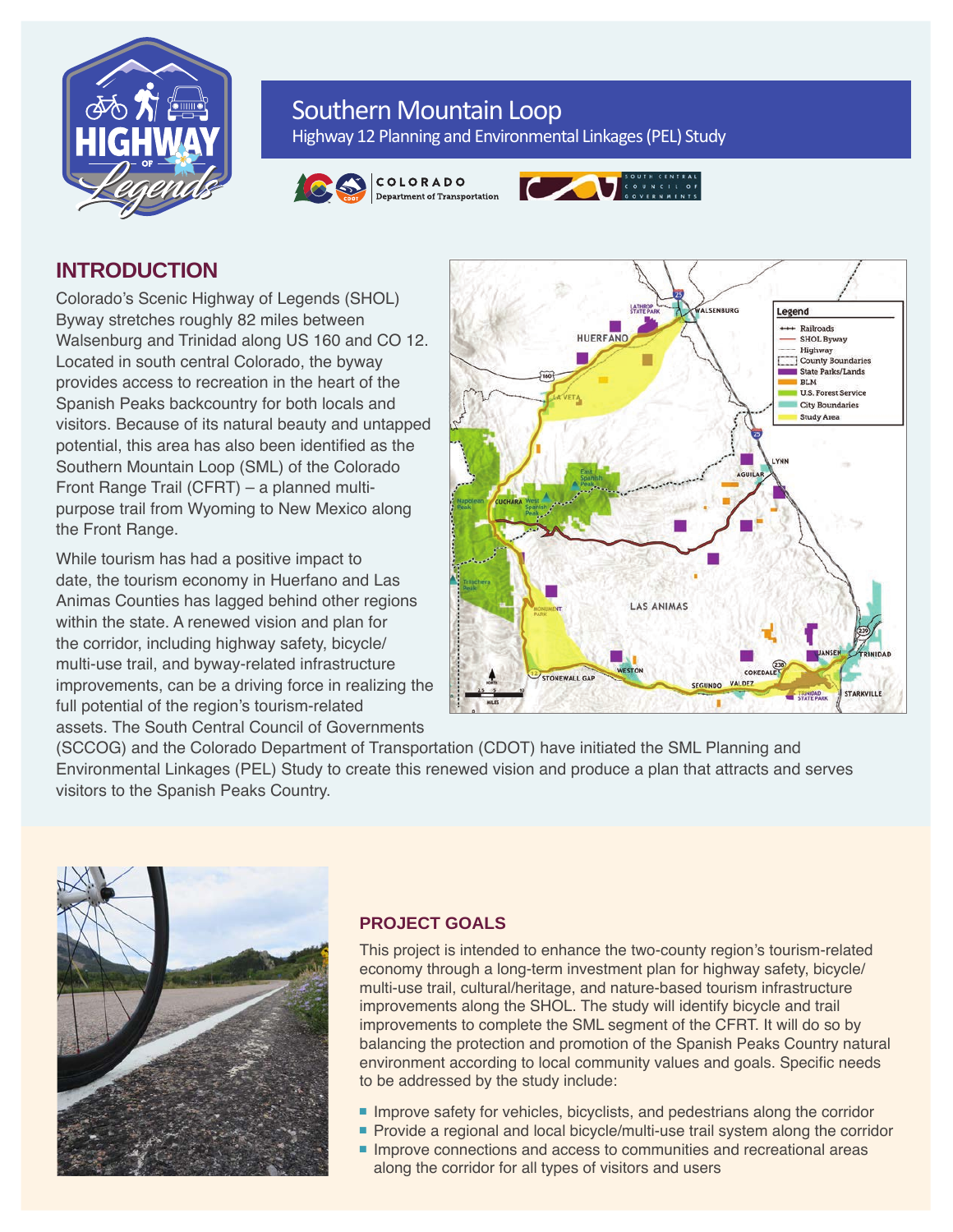# Southern Mountain Loop

Highway 12 Planning and Environmental Linkages (PEL) Study

## INTRODUCTION

Colorado's Scenic Highway of Legends (SHOL) Byway stretches roughly 82 miles between Walsenburg and Trinidad along US 160 and CO 12. Located in south central Colorado, the byway provides access to recreation in the heart of the Spanish Peaks backcountry for both locals and visitors. Because of its natural beauty and untapped potential, this area has also been identified as the Southern Mountain Loop (SML) of the Colorado Front Range Trail (CFRT) – a planned multi-purpose trail from Wyoming to New Mexico along the Front Range.

While tourism has had a positive impact to date, the tourism economy in Huerfano and Las Animas Counties has lagged behind other regions within the state. A renewed vision and plan for the corridor, including highway safety, bicycle/multi-use trail, and byway-related infrastructure improvements, can be a driving force in realizing the full potential of the region's tourism-related assets. The South Central Council of Governments (SCCOG) and the Colorado Department of Transportation (CDOT) have initiated the SML Planning and Environmental Linkages (PEL) Study to create this renewed vision and produce a plan that attracts and serves visitors to the Spanish Peaks Country.

### PROJECT GOALS

This project is intended to enhance the two-county region's tourism-related economy through a long-term investment plan for highway safety, bicycle/multi-use trail, cultural/heritage, and nature-based tourism infrastructure improvements along the SHOL. The study will identify bicycle and trail improvements to complete the SML segment of the CFRT. It will do so by balancing the protection and promotion of the Spanish Peaks Country natural environment according to local community values and goals. Specific needs to be addressed by the study include:

- Improve safety for vehicles, bicyclists, and pedestrians along the corridor
- Provide a regional and local bicycle/multi-use trail system along the corridor
- Improve connections and access to communities and recreational areas along the corridor for all types of visitors and users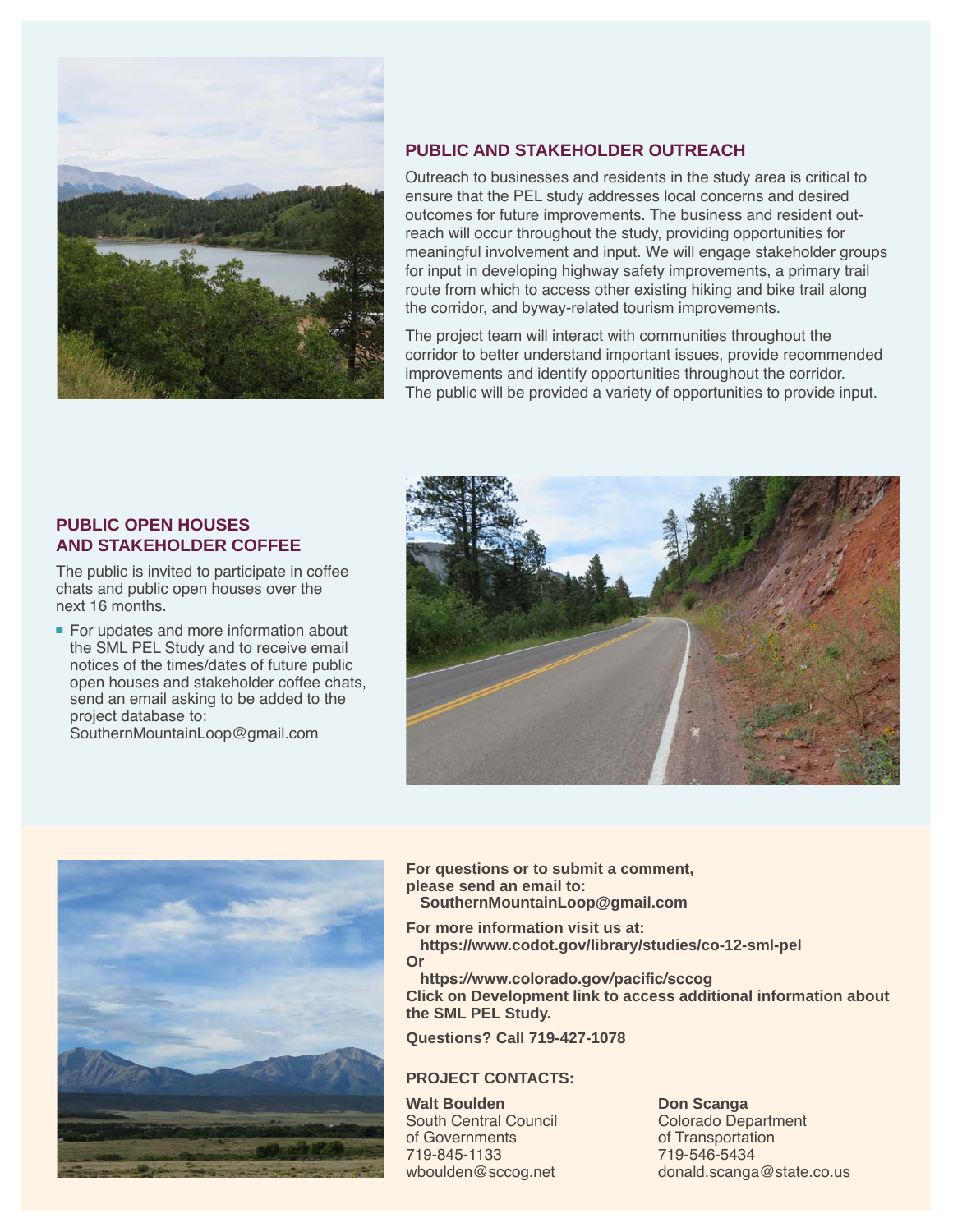## PUBLIC AND STAKEHOLDER OUTREACH

Outreach to businesses and residents in the study area is critical to ensure that the PEL study addresses local concerns and desired outcomes for future improvements. The business and resident outreach will occur throughout the study, providing opportunities for meaningful involvement and input. We will engage stakeholder groups for input in developing highway safety improvements, a primary trail route from which to access other existing hiking and bike trail along the corridor, and byway-related tourism improvements.

The project team will interact with communities throughout the corridor to better understand important issues, provide recommended improvements and identify opportunities throughout the corridor. The public will be provided a variety of opportunities to provide input.

## PUBLIC OPEN HOUSES AND STAKEHOLDER COFFEE

The public is invited to participate in coffee chats and public open houses over the next 16 months.

- For updates and more information about the SML PEL Study and to receive email notices of the times/dates of future public open houses and stakeholder coffee chats, send an email asking to be added to the project database to: SouthernMountainLoop@gmail.com

**For questions or to submit a comment, please send an email to:**
**SouthernMountainLoop@gmail.com**

**For more information visit us at:**
**https://www.codot.gov/library/studies/co-12-sml-pel**
**Or**
**https://www.colorado.gov/pacific/sccog**
**Click on Development link to access additional information about the SML PEL Study.**

**Questions? Call 719-427-1078**

**PROJECT CONTACTS:**

**Walt Boulden**
South Central Council of Governments
719-845-1133
wboulden@sccog.net

**Don Scanga**
Colorado Department of Transportation
719-546-5434
donald.scanga@state.co.us